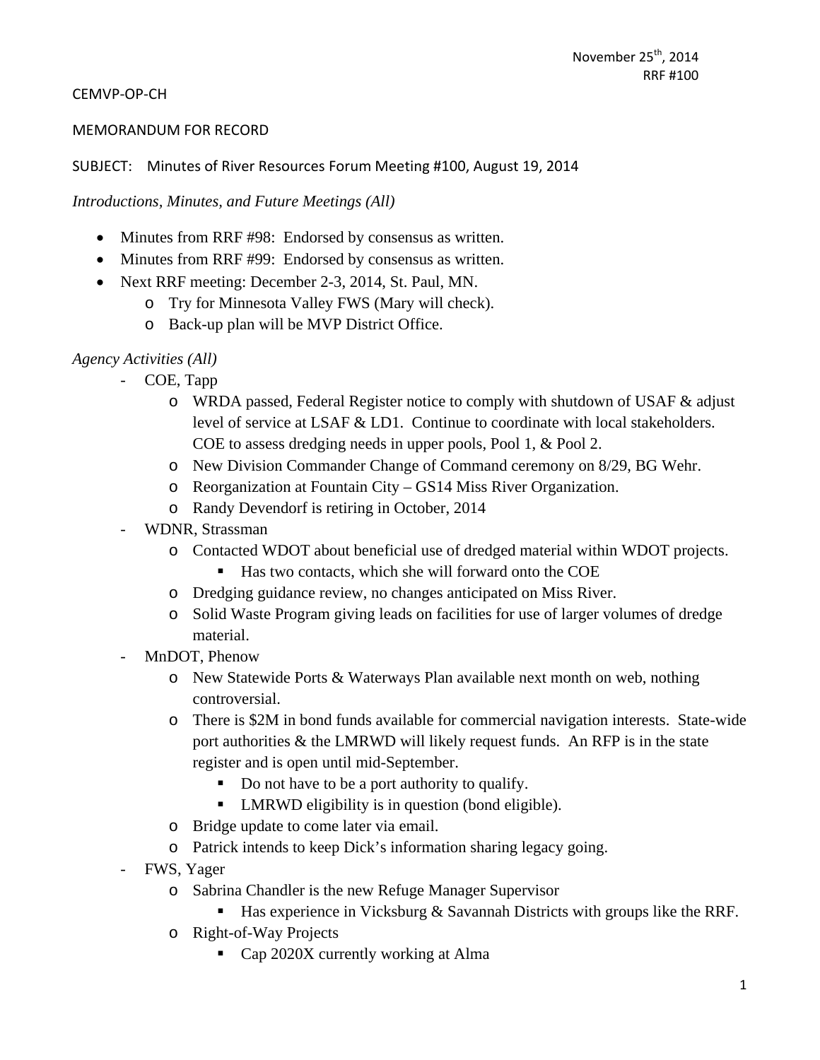November 25th, 2014
RRF #100

CEMVP-OP-CH

MEMORANDUM FOR RECORD

SUBJECT: Minutes of River Resources Forum Meeting #100, August 19, 2014

*Introductions, Minutes, and Future Meetings (All)*

- Minutes from RRF #98: Endorsed by consensus as written.
- Minutes from RRF #99: Endorsed by consensus as written.
- Next RRF meeting: December 2-3, 2014, St. Paul, MN.
  - Try for Minnesota Valley FWS (Mary will check).
  - Back-up plan will be MVP District Office.

*Agency Activities (All)*

- COE, Tapp
  - WRDA passed, Federal Register notice to comply with shutdown of USAF & adjust level of service at LSAF & LD1. Continue to coordinate with local stakeholders. COE to assess dredging needs in upper pools, Pool 1, & Pool 2.
  - New Division Commander Change of Command ceremony on 8/29, BG Wehr.
  - Reorganization at Fountain City – GS14 Miss River Organization.
  - Randy Devendorf is retiring in October, 2014
- WDNR, Strassman
  - Contacted WDOT about beneficial use of dredged material within WDOT projects.
    - Has two contacts, which she will forward onto the COE
  - Dredging guidance review, no changes anticipated on Miss River.
  - Solid Waste Program giving leads on facilities for use of larger volumes of dredge material.
- MnDOT, Phenow
  - New Statewide Ports & Waterways Plan available next month on web, nothing controversial.
  - There is $2M in bond funds available for commercial navigation interests. State-wide port authorities & the LMRWD will likely request funds. An RFP is in the state register and is open until mid-September.
    - Do not have to be a port authority to qualify.
    - LMRWD eligibility is in question (bond eligible).
  - Bridge update to come later via email.
  - Patrick intends to keep Dick's information sharing legacy going.
- FWS, Yager
  - Sabrina Chandler is the new Refuge Manager Supervisor
    - Has experience in Vicksburg & Savannah Districts with groups like the RRF.
  - Right-of-Way Projects
    - Cap 2020X currently working at Alma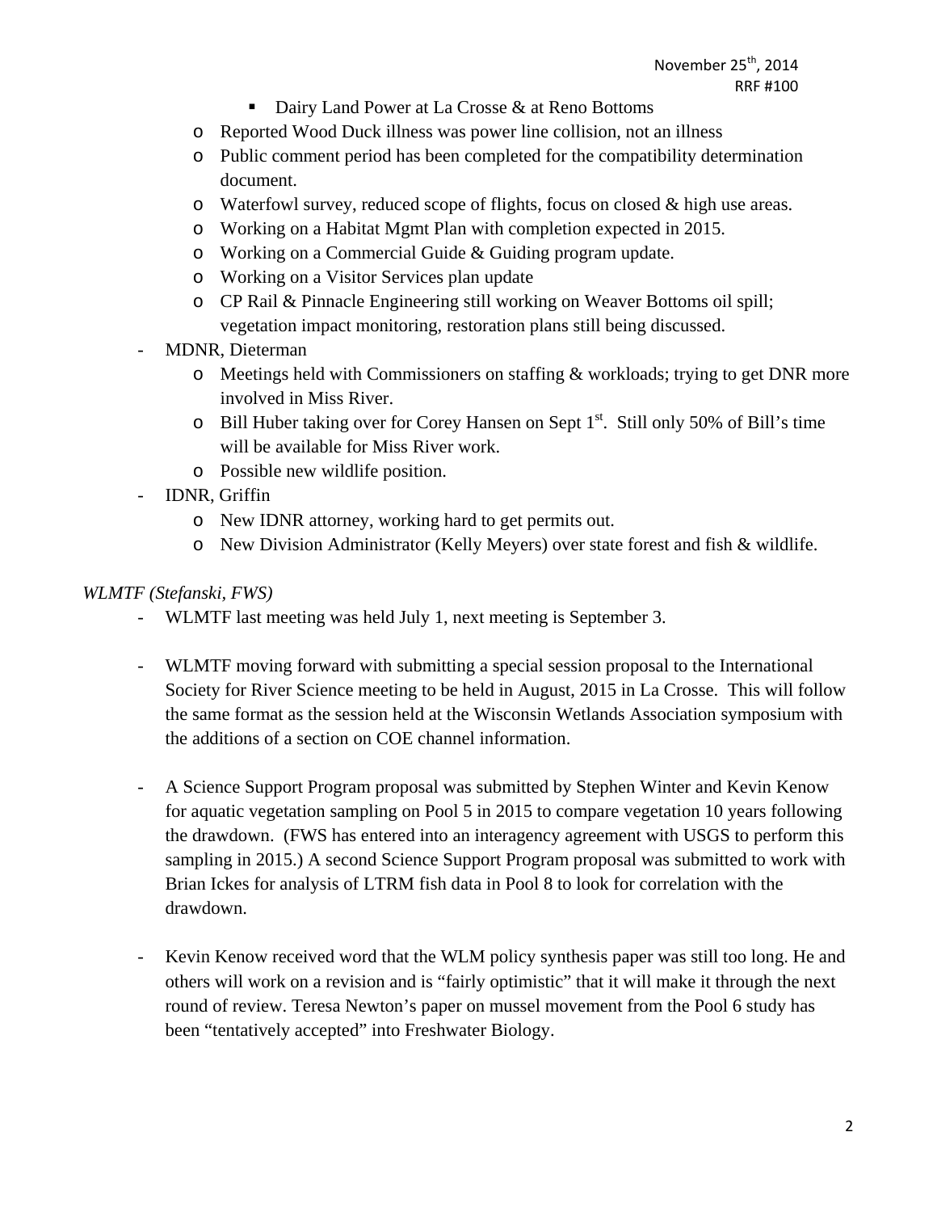- Dairy Land Power at La Crosse & at Reno Bottoms
    - Reported Wood Duck illness was power line collision, not an illness
    - Public comment period has been completed for the compatibility determination document.
    - Waterfowl survey, reduced scope of flights, focus on closed & high use areas.
    - Working on a Habitat Mgmt Plan with completion expected in 2015.
    - Working on a Commercial Guide & Guiding program update.
    - Working on a Visitor Services plan update
    - CP Rail & Pinnacle Engineering still working on Weaver Bottoms oil spill; vegetation impact monitoring, restoration plans still being discussed.
- MDNR, Dieterman
    - Meetings held with Commissioners on staffing & workloads; trying to get DNR more involved in Miss River.
    - Bill Huber taking over for Corey Hansen on Sept 1st. Still only 50% of Bill's time will be available for Miss River work.
    - Possible new wildlife position.
- IDNR, Griffin
    - New IDNR attorney, working hard to get permits out.
    - New Division Administrator (Kelly Meyers) over state forest and fish & wildlife.

*WLMTF (Stefanski, FWS)*

- WLMTF last meeting was held July 1, next meeting is September 3.

- WLMTF moving forward with submitting a special session proposal to the International Society for River Science meeting to be held in August, 2015 in La Crosse. This will follow the same format as the session held at the Wisconsin Wetlands Association symposium with the additions of a section on COE channel information.

- A Science Support Program proposal was submitted by Stephen Winter and Kevin Kenow for aquatic vegetation sampling on Pool 5 in 2015 to compare vegetation 10 years following the drawdown. (FWS has entered into an interagency agreement with USGS to perform this sampling in 2015.) A second Science Support Program proposal was submitted to work with Brian Ickes for analysis of LTRM fish data in Pool 8 to look for correlation with the drawdown.

- Kevin Kenow received word that the WLM policy synthesis paper was still too long. He and others will work on a revision and is "fairly optimistic" that it will make it through the next round of review. Teresa Newton's paper on mussel movement from the Pool 6 study has been "tentatively accepted" into Freshwater Biology.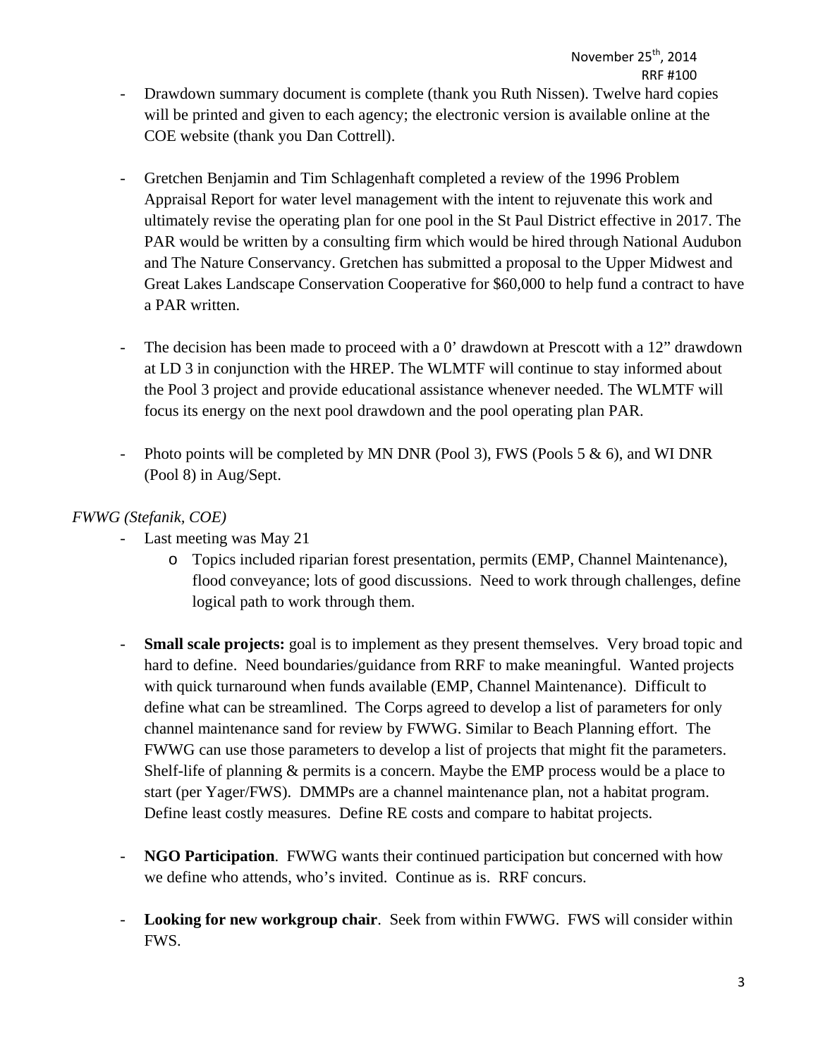- Drawdown summary document is complete (thank you Ruth Nissen). Twelve hard copies will be printed and given to each agency; the electronic version is available online at the COE website (thank you Dan Cottrell).

- Gretchen Benjamin and Tim Schlagenhaft completed a review of the 1996 Problem Appraisal Report for water level management with the intent to rejuvenate this work and ultimately revise the operating plan for one pool in the St Paul District effective in 2017. The PAR would be written by a consulting firm which would be hired through National Audubon and The Nature Conservancy. Gretchen has submitted a proposal to the Upper Midwest and Great Lakes Landscape Conservation Cooperative for $60,000 to help fund a contract to have a PAR written.

- The decision has been made to proceed with a 0' drawdown at Prescott with a 12" drawdown at LD 3 in conjunction with the HREP. The WLMTF will continue to stay informed about the Pool 3 project and provide educational assistance whenever needed. The WLMTF will focus its energy on the next pool drawdown and the pool operating plan PAR.

- Photo points will be completed by MN DNR (Pool 3), FWS (Pools 5 & 6), and WI DNR (Pool 8) in Aug/Sept.

*FWWG (Stefanik, COE)*

- Last meeting was May 21
  - Topics included riparian forest presentation, permits (EMP, Channel Maintenance), flood conveyance; lots of good discussions. Need to work through challenges, define logical path to work through them.

- **Small scale projects:** goal is to implement as they present themselves. Very broad topic and hard to define. Need boundaries/guidance from RRF to make meaningful. Wanted projects with quick turnaround when funds available (EMP, Channel Maintenance). Difficult to define what can be streamlined. The Corps agreed to develop a list of parameters for only channel maintenance sand for review by FWWG. Similar to Beach Planning effort. The FWWG can use those parameters to develop a list of projects that might fit the parameters. Shelf-life of planning & permits is a concern. Maybe the EMP process would be a place to start (per Yager/FWS). DMMPs are a channel maintenance plan, not a habitat program. Define least costly measures. Define RE costs and compare to habitat projects.

- **NGO Participation**. FWWG wants their continued participation but concerned with how we define who attends, who's invited. Continue as is. RRF concurs.

- **Looking for new workgroup chair**. Seek from within FWWG. FWS will consider within FWS.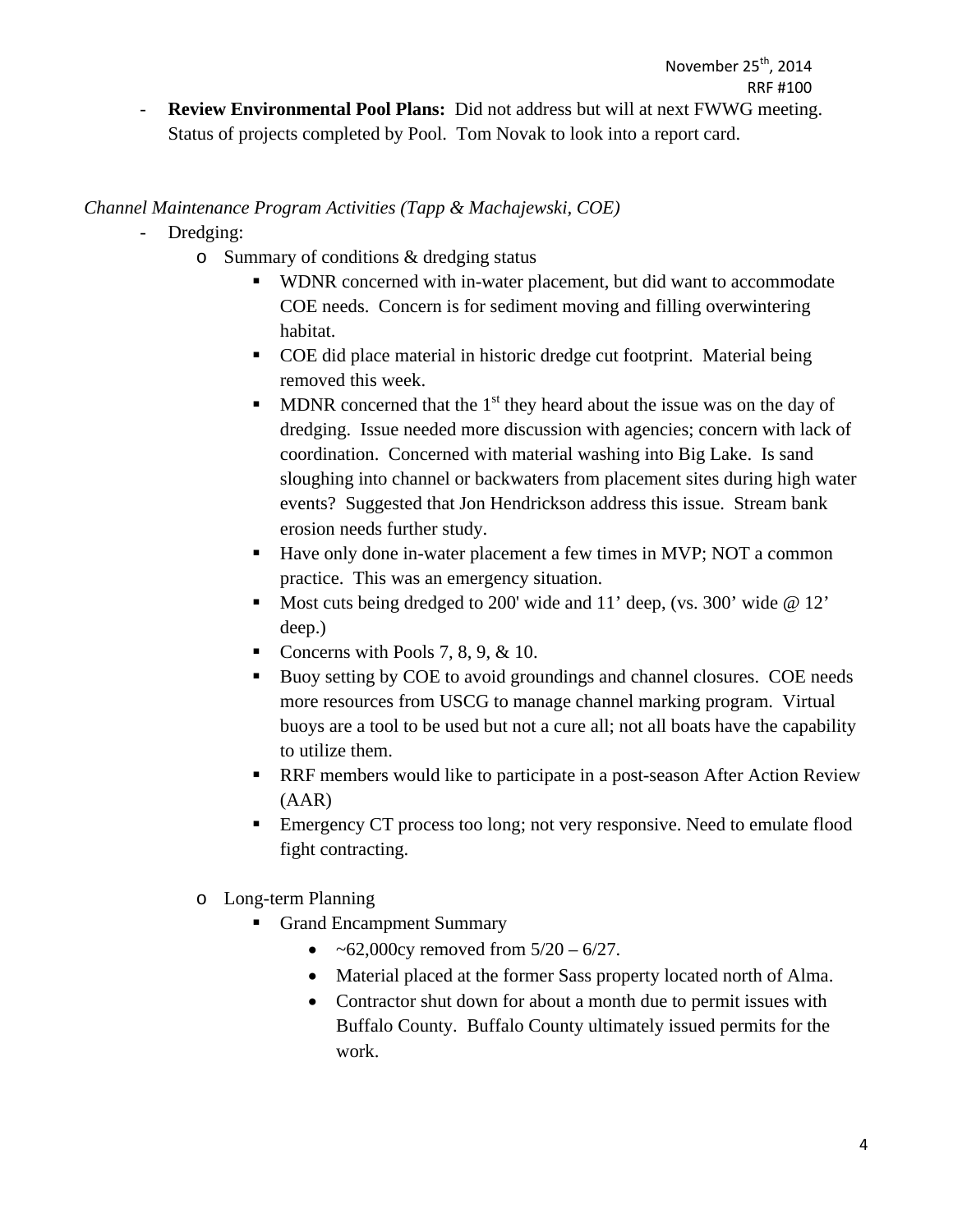- **Review Environmental Pool Plans:** Did not address but will at next FWWG meeting. Status of projects completed by Pool. Tom Novak to look into a report card.

*Channel Maintenance Program Activities (Tapp & Machajewski, COE)*

- Dredging:
  - Summary of conditions & dredging status
    - WDNR concerned with in-water placement, but did want to accommodate COE needs. Concern is for sediment moving and filling overwintering habitat.
    - COE did place material in historic dredge cut footprint. Material being removed this week.
    - MDNR concerned that the 1st they heard about the issue was on the day of dredging. Issue needed more discussion with agencies; concern with lack of coordination. Concerned with material washing into Big Lake. Is sand sloughing into channel or backwaters from placement sites during high water events? Suggested that Jon Hendrickson address this issue. Stream bank erosion needs further study.
    - Have only done in-water placement a few times in MVP; NOT a common practice. This was an emergency situation.
    - Most cuts being dredged to 200' wide and 11' deep, (vs. 300' wide @ 12' deep.)
    - Concerns with Pools 7, 8, 9, & 10.
    - Buoy setting by COE to avoid groundings and channel closures. COE needs more resources from USCG to manage channel marking program. Virtual buoys are a tool to be used but not a cure all; not all boats have the capability to utilize them.
    - RRF members would like to participate in a post-season After Action Review (AAR)
    - Emergency CT process too long; not very responsive. Need to emulate flood fight contracting.
  - Long-term Planning
    - Grand Encampment Summary
      - ~62,000cy removed from 5/20 – 6/27.
      - Material placed at the former Sass property located north of Alma.
      - Contractor shut down for about a month due to permit issues with Buffalo County. Buffalo County ultimately issued permits for the work.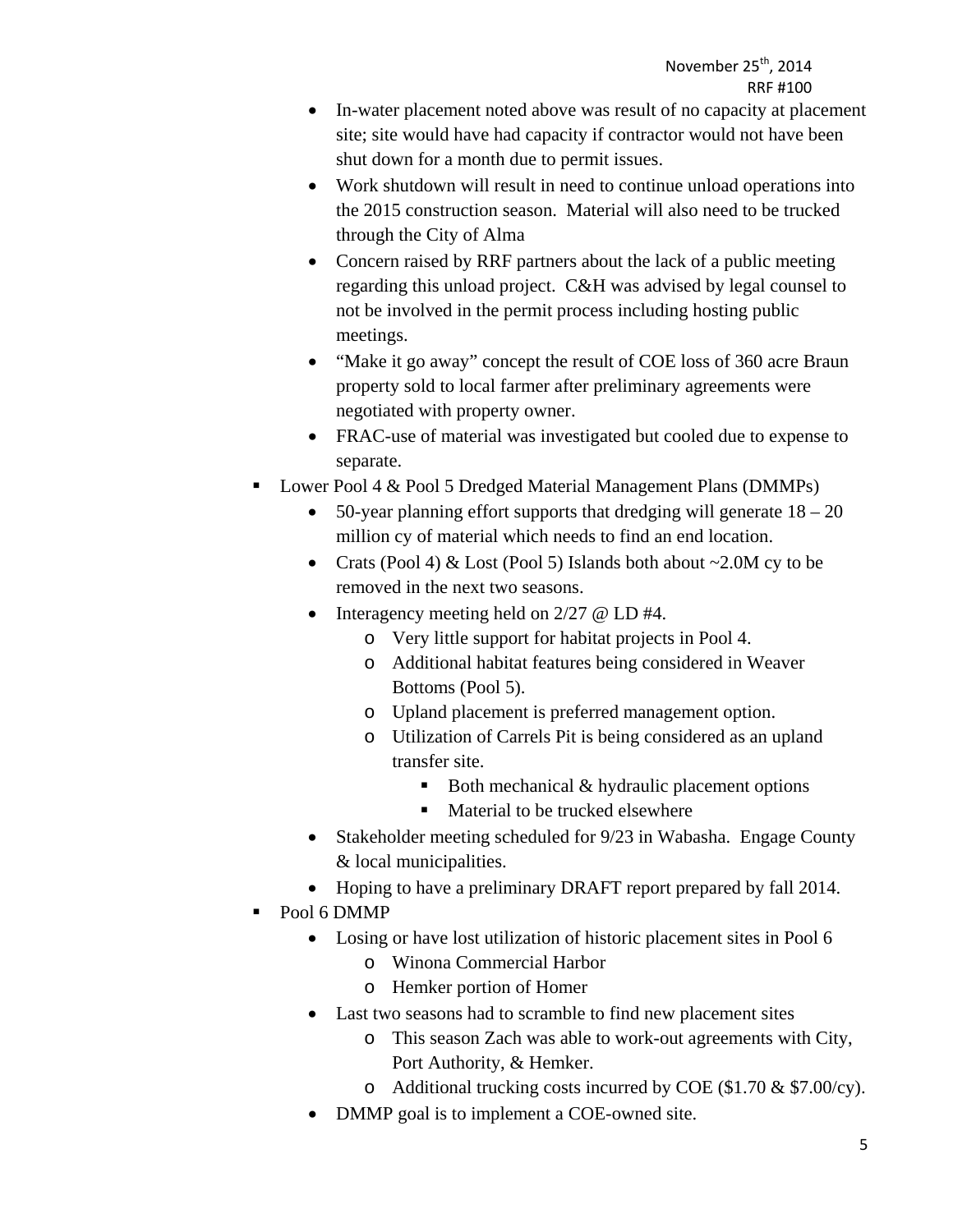- In-water placement noted above was result of no capacity at placement site; site would have had capacity if contractor would not have been shut down for a month due to permit issues.
    - Work shutdown will result in need to continue unload operations into the 2015 construction season. Material will also need to be trucked through the City of Alma
    - Concern raised by RRF partners about the lack of a public meeting regarding this unload project. C&H was advised by legal counsel to not be involved in the permit process including hosting public meetings.
    - "Make it go away" concept the result of COE loss of 360 acre Braun property sold to local farmer after preliminary agreements were negotiated with property owner.
    - FRAC-use of material was investigated but cooled due to expense to separate.
- Lower Pool 4 & Pool 5 Dredged Material Management Plans (DMMPs)
    - 50-year planning effort supports that dredging will generate 18 – 20 million cy of material which needs to find an end location.
    - Crats (Pool 4) & Lost (Pool 5) Islands both about ~2.0M cy to be removed in the next two seasons.
    - Interagency meeting held on 2/27 @ LD #4.
        - Very little support for habitat projects in Pool 4.
        - Additional habitat features being considered in Weaver Bottoms (Pool 5).
        - Upland placement is preferred management option.
        - Utilization of Carrels Pit is being considered as an upland transfer site.
            - Both mechanical & hydraulic placement options
            - Material to be trucked elsewhere
    - Stakeholder meeting scheduled for 9/23 in Wabasha. Engage County & local municipalities.
    - Hoping to have a preliminary DRAFT report prepared by fall 2014.
- Pool 6 DMMP
    - Losing or have lost utilization of historic placement sites in Pool 6
        - Winona Commercial Harbor
        - Hemker portion of Homer
    - Last two seasons had to scramble to find new placement sites
        - This season Zach was able to work-out agreements with City, Port Authority, & Hemker.
        - Additional trucking costs incurred by COE ($1.70 & $7.00/cy).
    - DMMP goal is to implement a COE-owned site.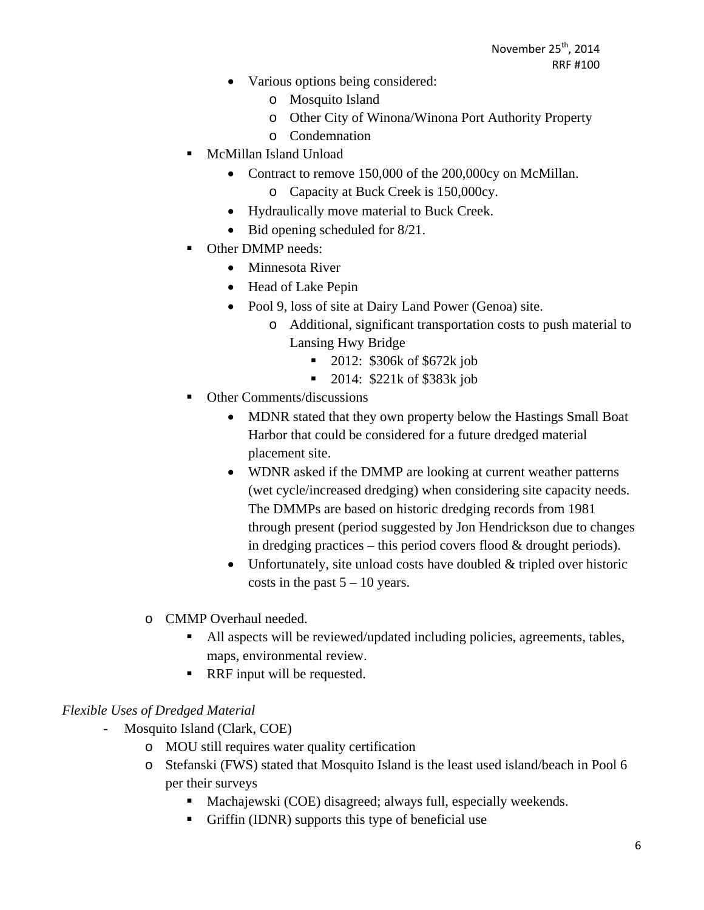- Various options being considered:
  - Mosquito Island
  - Other City of Winona/Winona Port Authority Property
  - Condemnation
- McMillan Island Unload
  - Contract to remove 150,000 of the 200,000cy on McMillan.
    - Capacity at Buck Creek is 150,000cy.
  - Hydraulically move material to Buck Creek.
  - Bid opening scheduled for 8/21.
- Other DMMP needs:
  - Minnesota River
  - Head of Lake Pepin
  - Pool 9, loss of site at Dairy Land Power (Genoa) site.
    - Additional, significant transportation costs to push material to Lansing Hwy Bridge
      - 2012: $306k of $672k job
      - 2014: $221k of $383k job
- Other Comments/discussions
  - MDNR stated that they own property below the Hastings Small Boat Harbor that could be considered for a future dredged material placement site.
  - WDNR asked if the DMMP are looking at current weather patterns (wet cycle/increased dredging) when considering site capacity needs. The DMMPs are based on historic dredging records from 1981 through present (period suggested by Jon Hendrickson due to changes in dredging practices – this period covers flood & drought periods).
  - Unfortunately, site unload costs have doubled & tripled over historic costs in the past 5 – 10 years.

- CMMP Overhaul needed.
  - All aspects will be reviewed/updated including policies, agreements, tables, maps, environmental review.
  - RRF input will be requested.

*Flexible Uses of Dredged Material*

- Mosquito Island (Clark, COE)
  - MOU still requires water quality certification
  - Stefanski (FWS) stated that Mosquito Island is the least used island/beach in Pool 6 per their surveys
    - Machajewski (COE) disagreed; always full, especially weekends.
    - Griffin (IDNR) supports this type of beneficial use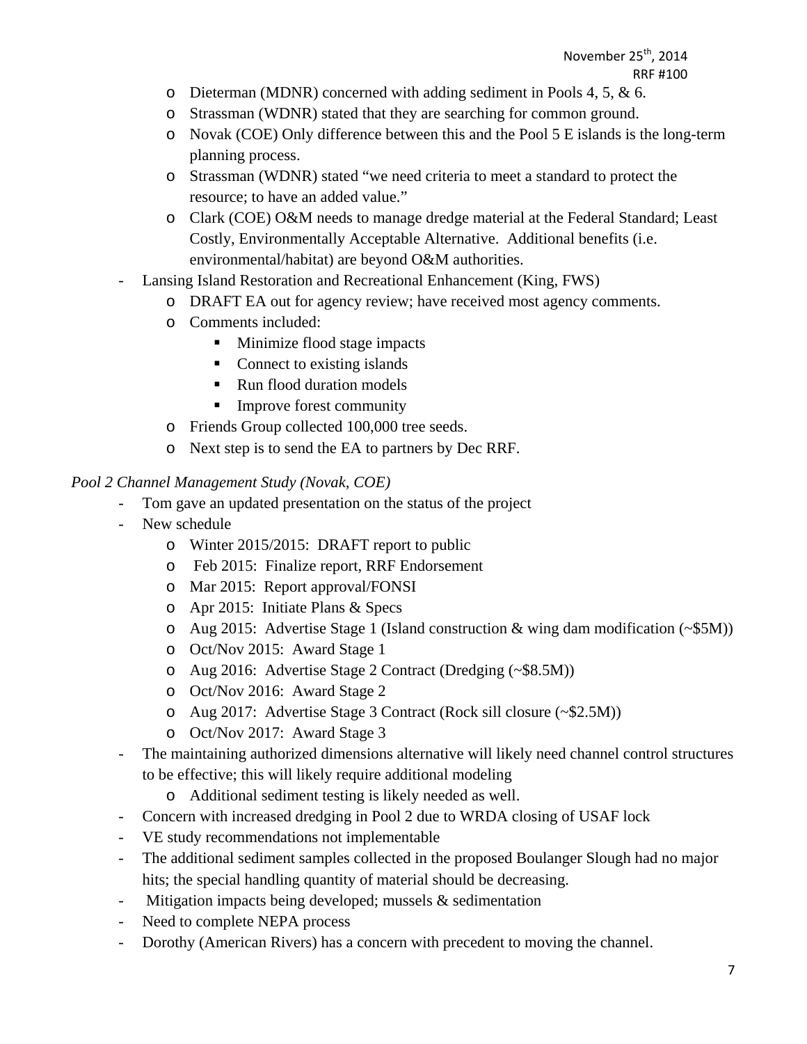- Dieterman (MDNR) concerned with adding sediment in Pools 4, 5, & 6.
  - Strassman (WDNR) stated that they are searching for common ground.
  - Novak (COE) Only difference between this and the Pool 5 E islands is the long-term planning process.
  - Strassman (WDNR) stated “we need criteria to meet a standard to protect the resource; to have an added value.”
  - Clark (COE) O&M needs to manage dredge material at the Federal Standard; Least Costly, Environmentally Acceptable Alternative. Additional benefits (i.e. environmental/habitat) are beyond O&M authorities.
- Lansing Island Restoration and Recreational Enhancement (King, FWS)
  - DRAFT EA out for agency review; have received most agency comments.
  - Comments included:
    - Minimize flood stage impacts
    - Connect to existing islands
    - Run flood duration models
    - Improve forest community
  - Friends Group collected 100,000 tree seeds.
  - Next step is to send the EA to partners by Dec RRF.

*Pool 2 Channel Management Study (Novak, COE)*

- Tom gave an updated presentation on the status of the project
- New schedule
  - Winter 2015/2015: DRAFT report to public
  - Feb 2015: Finalize report, RRF Endorsement
  - Mar 2015: Report approval/FONSI
  - Apr 2015: Initiate Plans & Specs
  - Aug 2015: Advertise Stage 1 (Island construction & wing dam modification (~$5M))
  - Oct/Nov 2015: Award Stage 1
  - Aug 2016: Advertise Stage 2 Contract (Dredging (~$8.5M))
  - Oct/Nov 2016: Award Stage 2
  - Aug 2017: Advertise Stage 3 Contract (Rock sill closure (~$2.5M))
  - Oct/Nov 2017: Award Stage 3
- The maintaining authorized dimensions alternative will likely need channel control structures to be effective; this will likely require additional modeling
  - Additional sediment testing is likely needed as well.
- Concern with increased dredging in Pool 2 due to WRDA closing of USAF lock
- VE study recommendations not implementable
- The additional sediment samples collected in the proposed Boulanger Slough had no major hits; the special handling quantity of material should be decreasing.
- Mitigation impacts being developed; mussels & sedimentation
- Need to complete NEPA process
- Dorothy (American Rivers) has a concern with precedent to moving the channel.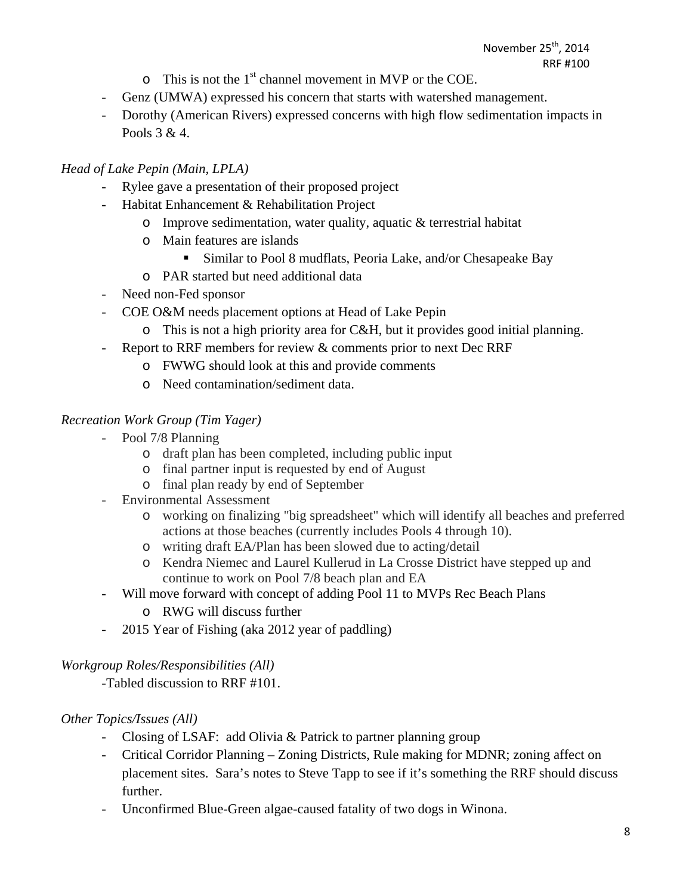- This is not the 1st channel movement in MVP or the COE.

- Genz (UMWA) expressed his concern that starts with watershed management.
- Dorothy (American Rivers) expressed concerns with high flow sedimentation impacts in Pools 3 & 4.

*Head of Lake Pepin (Main, LPLA)*

- Rylee gave a presentation of their proposed project
- Habitat Enhancement & Rehabilitation Project
  - Improve sedimentation, water quality, aquatic & terrestrial habitat
  - Main features are islands
    - Similar to Pool 8 mudflats, Peoria Lake, and/or Chesapeake Bay
  - PAR started but need additional data
- Need non-Fed sponsor
- COE O&M needs placement options at Head of Lake Pepin
  - This is not a high priority area for C&H, but it provides good initial planning.
- Report to RRF members for review & comments prior to next Dec RRF
  - FWWG should look at this and provide comments
  - Need contamination/sediment data.

*Recreation Work Group (Tim Yager)*

- Pool 7/8 Planning
  - draft plan has been completed, including public input
  - final partner input is requested by end of August
  - final plan ready by end of September
- Environmental Assessment
  - working on finalizing "big spreadsheet" which will identify all beaches and preferred actions at those beaches (currently includes Pools 4 through 10).
  - writing draft EA/Plan has been slowed due to acting/detail
  - Kendra Niemec and Laurel Kullerud in La Crosse District have stepped up and continue to work on Pool 7/8 beach plan and EA
- Will move forward with concept of adding Pool 11 to MVPs Rec Beach Plans
  - RWG will discuss further
- 2015 Year of Fishing (aka 2012 year of paddling)

*Workgroup Roles/Responsibilities (All)*

-Tabled discussion to RRF #101.

*Other Topics/Issues (All)*

- Closing of LSAF: add Olivia & Patrick to partner planning group
- Critical Corridor Planning – Zoning Districts, Rule making for MDNR; zoning affect on placement sites. Sara's notes to Steve Tapp to see if it's something the RRF should discuss further.
- Unconfirmed Blue-Green algae-caused fatality of two dogs in Winona.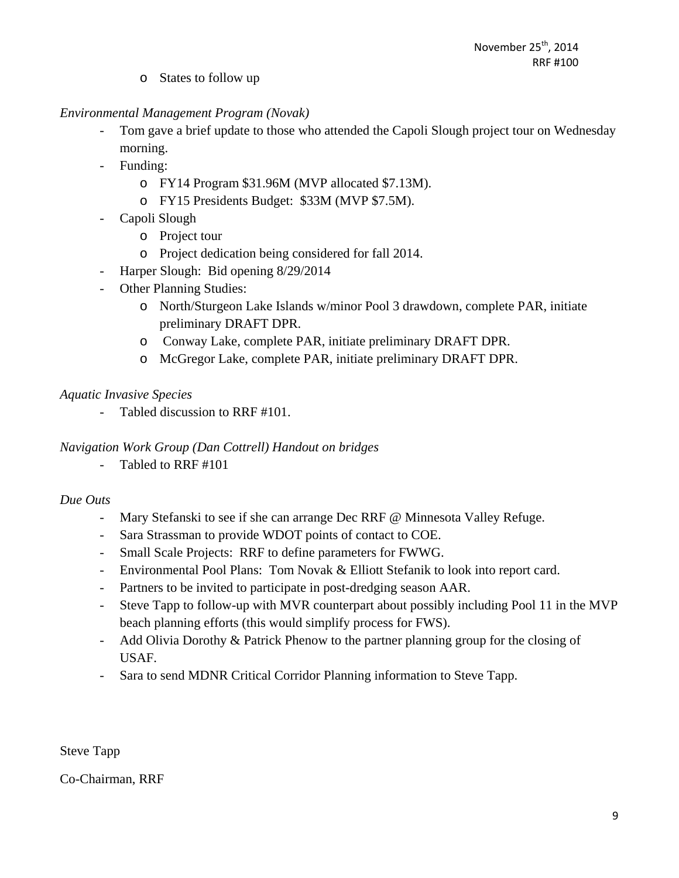- States to follow up

*Environmental Management Program (Novak)*

- Tom gave a brief update to those who attended the Capoli Slough project tour on Wednesday morning.
- Funding:
    - FY14 Program $31.96M (MVP allocated $7.13M).
    - FY15 Presidents Budget: $33M (MVP $7.5M).
- Capoli Slough
    - Project tour
    - Project dedication being considered for fall 2014.
- Harper Slough: Bid opening 8/29/2014
- Other Planning Studies:
    - North/Sturgeon Lake Islands w/minor Pool 3 drawdown, complete PAR, initiate preliminary DRAFT DPR.
    - Conway Lake, complete PAR, initiate preliminary DRAFT DPR.
    - McGregor Lake, complete PAR, initiate preliminary DRAFT DPR.

*Aquatic Invasive Species*

- Tabled discussion to RRF #101.

*Navigation Work Group (Dan Cottrell) Handout on bridges*

- Tabled to RRF #101

*Due Outs*

- Mary Stefanski to see if she can arrange Dec RRF @ Minnesota Valley Refuge.
- Sara Strassman to provide WDOT points of contact to COE.
- Small Scale Projects: RRF to define parameters for FWWG.
- Environmental Pool Plans: Tom Novak & Elliott Stefanik to look into report card.
- Partners to be invited to participate in post-dredging season AAR.
- Steve Tapp to follow-up with MVR counterpart about possibly including Pool 11 in the MVP beach planning efforts (this would simplify process for FWS).
- Add Olivia Dorothy & Patrick Phenow to the partner planning group for the closing of USAF.
- Sara to send MDNR Critical Corridor Planning information to Steve Tapp.

Steve Tapp

Co-Chairman, RRF